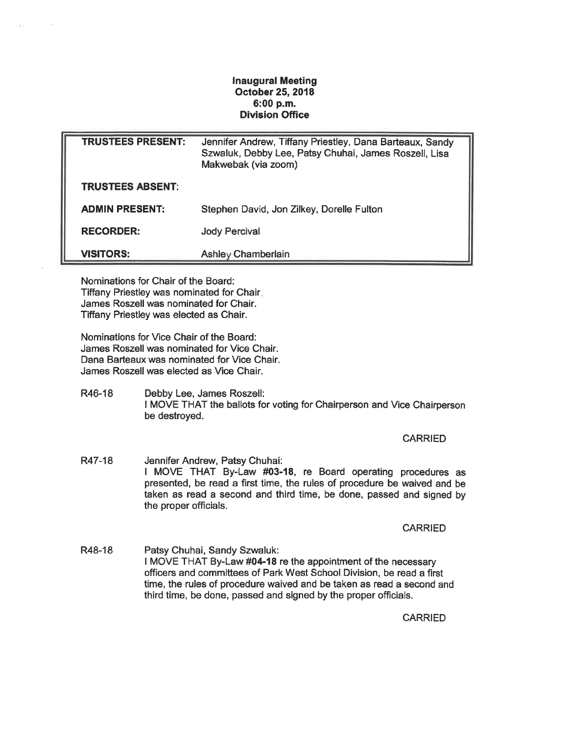**Inaugural Meeting**
**October 25, 2018**
**6:00 p.m.**
**Division Office**

| | |
|---|---|
| **TRUSTEES PRESENT:** | Jennifer Andrew, Tiffany Priestley, Dana Barteaux, Sandy Szwaluk, Debby Lee, Patsy Chuhai, James Roszell, Lisa Makwebak (via zoom) |
| **TRUSTEES ABSENT:** | |
| **ADMIN PRESENT:** | Stephen David, Jon Zilkey, Dorelle Fulton |
| **RECORDER:** | Jody Percival |
| **VISITORS:** | Ashley Chamberlain |

Nominations for Chair of the Board:
Tiffany Priestley was nominated for Chair.
James Roszell was nominated for Chair.
Tiffany Priestley was elected as Chair.

Nominations for Vice Chair of the Board:
James Roszell was nominated for Vice Chair.
Dana Barteaux was nominated for Vice Chair.
James Roszell was elected as Vice Chair.

R46-18 Debby Lee, James Roszell:
I MOVE THAT the ballots for voting for Chairperson and Vice Chairperson be destroyed.

CARRIED

R47-18 Jennifer Andrew, Patsy Chuhai:
I MOVE THAT By-Law **#03-18**, re Board operating procedures as presented, be read a first time, the rules of procedure be waived and be taken as read a second and third time, be done, passed and signed by the proper officials.

CARRIED

R48-18 Patsy Chuhai, Sandy Szwaluk:
I MOVE THAT By-Law **#04-18** re the appointment of the necessary officers and committees of Park West School Division, be read a first time, the rules of procedure waived and be taken as read a second and third time, be done, passed and signed by the proper officials.

CARRIED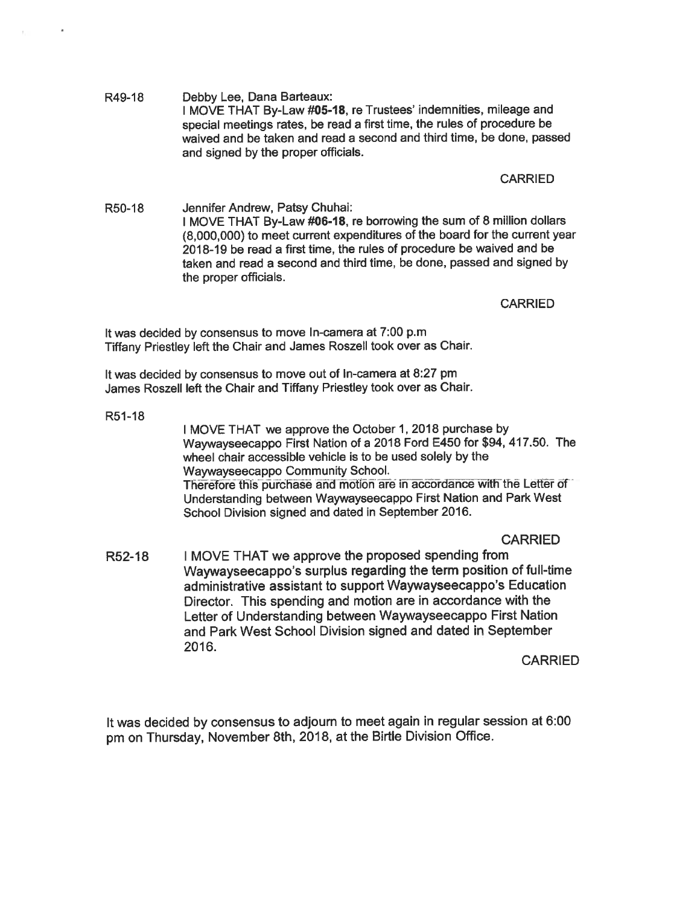R49-18 Debby Lee, Dana Barteaux:
I MOVE THAT By-Law **#05-18**, re Trustees' indemnities, mileage and special meetings rates, be read a first time, the rules of procedure be waived and be taken and read a second and third time, be done, passed and signed by the proper officials.

CARRIED

R50-18 Jennifer Andrew, Patsy Chuhai:
I MOVE THAT By-Law **#06-18**, re borrowing the sum of 8 million dollars (8,000,000) to meet current expenditures of the board for the current year 2018-19 be read a first time, the rules of procedure be waived and be taken and read a second and third time, be done, passed and signed by the proper officials.

CARRIED

It was decided by consensus to move In-camera at 7:00 p.m
Tiffany Priestley left the Chair and James Roszell took over as Chair.

It was decided by consensus to move out of In-camera at 8:27 pm
James Roszell left the Chair and Tiffany Priestley took over as Chair.

R51-18
I MOVE THAT we approve the October 1, 2018 purchase by Waywayseecappo First Nation of a 2018 Ford E450 for $94, 417.50. The wheel chair accessible vehicle is to be used solely by the Waywayseecappo Community School.
Therefore this purchase and motion are in accordance with the Letter of Understanding between Waywayseecappo First Nation and Park West School Division signed and dated in September 2016.

CARRIED

R52-18 I MOVE THAT we approve the proposed spending from Waywayseecappo's surplus regarding the term position of full-time administrative assistant to support Waywayseecappo's Education Director. This spending and motion are in accordance with the Letter of Understanding between Waywayseecappo First Nation and Park West School Division signed and dated in September 2016.

CARRIED

It was decided by consensus to adjourn to meet again in regular session at 6:00 pm on Thursday, November 8th, 2018, at the Birtle Division Office.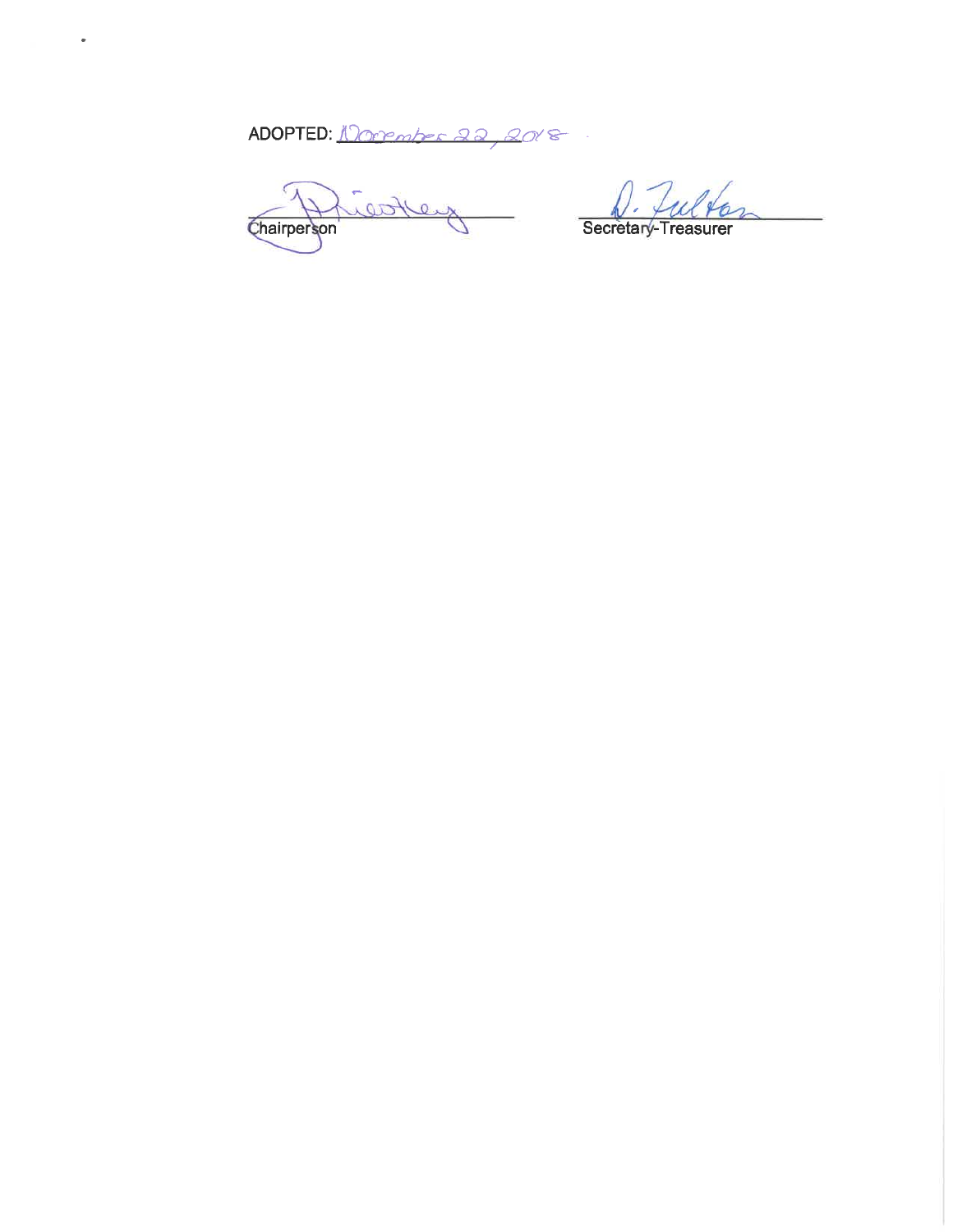ADOPTED: November 22, 2018

Chairperson

D. Fulton

Secretary-Treasurer